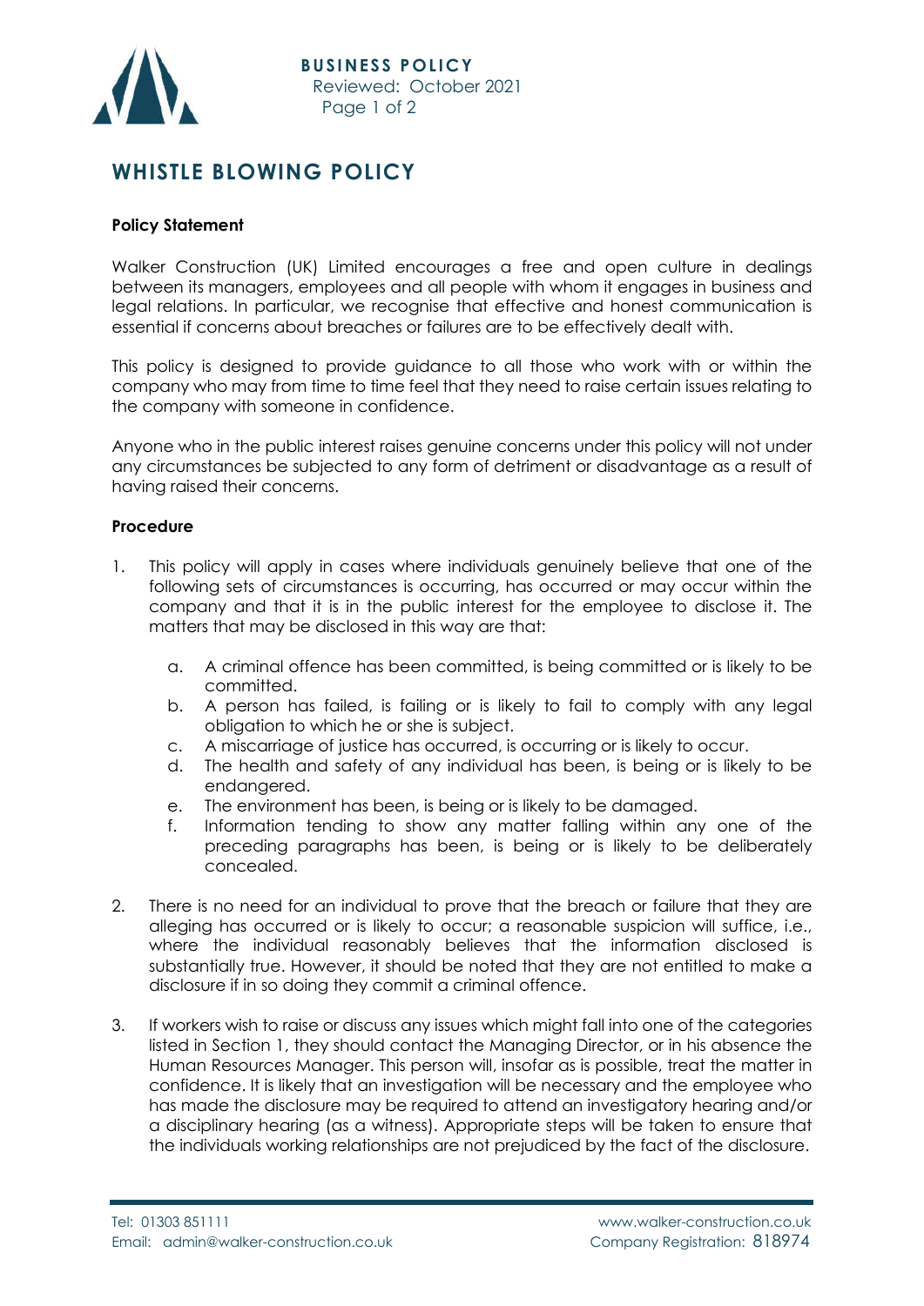# WHISTLE BLOWING POLICY

**Policy Statement**

Walker Construction (UK) Limited encourages a free and open culture in dealings between its managers, employees and all people with whom it engages in business and legal relations. In particular, we recognise that effective and honest communication is essential if concerns about breaches or failures are to be effectively dealt with.

This policy is designed to provide guidance to all those who work with or within the company who may from time to time feel that they need to raise certain issues relating to the company with someone in confidence.

Anyone who in the public interest raises genuine concerns under this policy will not under any circumstances be subjected to any form of detriment or disadvantage as a result of having raised their concerns.

**Procedure**

1. This policy will apply in cases where individuals genuinely believe that one of the following sets of circumstances is occurring, has occurred or may occur within the company and that it is in the public interest for the employee to disclose it. The matters that may be disclosed in this way are that:

    a. A criminal offence has been committed, is being committed or is likely to be committed.
    b. A person has failed, is failing or is likely to fail to comply with any legal obligation to which he or she is subject.
    c. A miscarriage of justice has occurred, is occurring or is likely to occur.
    d. The health and safety of any individual has been, is being or is likely to be endangered.
    e. The environment has been, is being or is likely to be damaged.
    f. Information tending to show any matter falling within any one of the preceding paragraphs has been, is being or is likely to be deliberately concealed.

2. There is no need for an individual to prove that the breach or failure that they are alleging has occurred or is likely to occur; a reasonable suspicion will suffice, i.e., where the individual reasonably believes that the information disclosed is substantially true. However, it should be noted that they are not entitled to make a disclosure if in so doing they commit a criminal offence.

3. If workers wish to raise or discuss any issues which might fall into one of the categories listed in Section 1, they should contact the Managing Director, or in his absence the Human Resources Manager. This person will, insofar as is possible, treat the matter in confidence. It is likely that an investigation will be necessary and the employee who has made the disclosure may be required to attend an investigatory hearing and/or a disciplinary hearing (as a witness). Appropriate steps will be taken to ensure that the individuals working relationships are not prejudiced by the fact of the disclosure.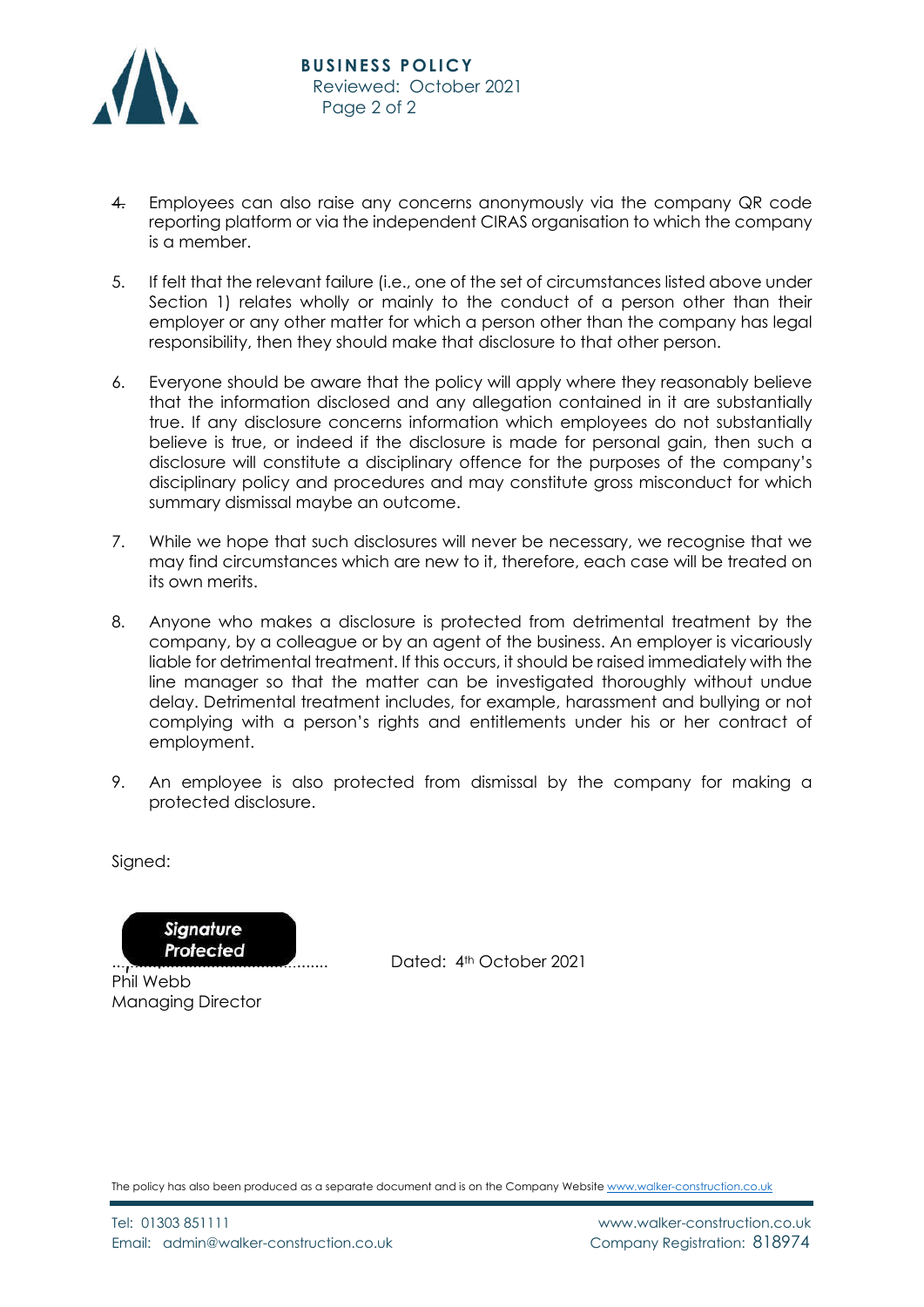4. Employees can also raise any concerns anonymously via the company QR code reporting platform or via the independent CIRAS organisation to which the company is a member.

5. If felt that the relevant failure (i.e., one of the set of circumstances listed above under Section 1) relates wholly or mainly to the conduct of a person other than their employer or any other matter for which a person other than the company has legal responsibility, then they should make that disclosure to that other person.

6. Everyone should be aware that the policy will apply where they reasonably believe that the information disclosed and any allegation contained in it are substantially true. If any disclosure concerns information which employees do not substantially believe is true, or indeed if the disclosure is made for personal gain, then such a disclosure will constitute a disciplinary offence for the purposes of the company's disciplinary policy and procedures and may constitute gross misconduct for which summary dismissal maybe an outcome.

7. While we hope that such disclosures will never be necessary, we recognise that we may find circumstances which are new to it, therefore, each case will be treated on its own merits.

8. Anyone who makes a disclosure is protected from detrimental treatment by the company, by a colleague or by an agent of the business. An employer is vicariously liable for detrimental treatment. If this occurs, it should be raised immediately with the line manager so that the matter can be investigated thoroughly without undue delay. Detrimental treatment includes, for example, harassment and bullying or not complying with a person's rights and entitlements under his or her contract of employment.

9. An employee is also protected from dismissal by the company for making a protected disclosure.

Signed:

Signature Protected

........................................ Dated: 4th October 2021

Phil Webb
Managing Director

The policy has also been produced as a separate document and is on the Company Website www.walker-construction.co.uk

Tel: 01303 851111
Email: admin@walker-construction.co.uk

www.walker-construction.co.uk
Company Registration: 818974